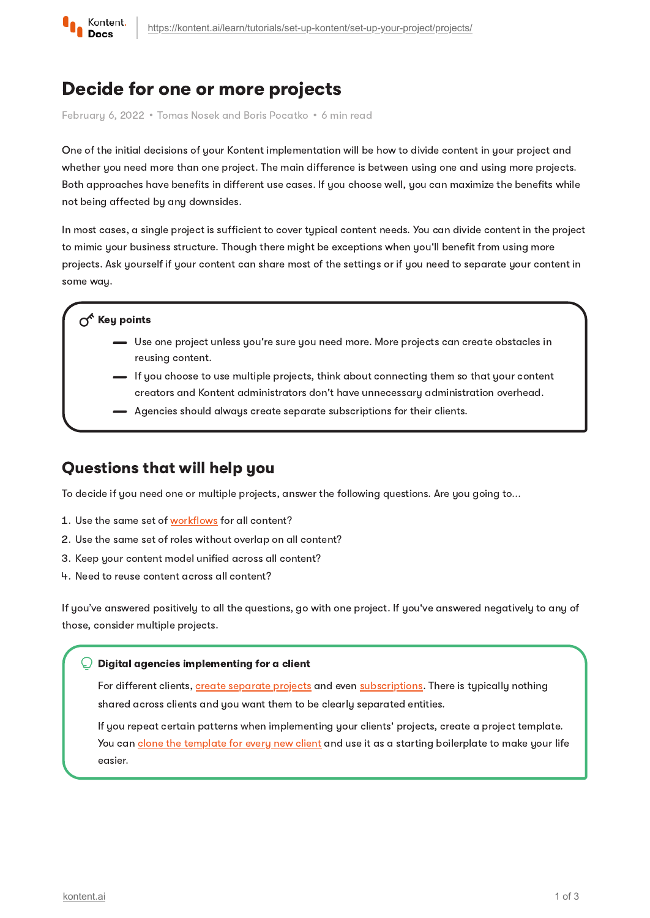# Decide for one or more projects

February 6, 2022 • Tomas Nosek and Boris Pocatko • 6 min read

One of the initial decisions of your Kontent implementation will be how to divide content in your project and whether you need more than one project. The main difference is between using one and using more projects. Both approaches have benefits in different use cases. If you choose well, you can maximize the benefits while not being affected by any downsides.

In most cases, a single project is sufficient to cover typical content needs. You can divide content in the project to mimic your business structure. Though there might be exceptions when you'll benefit from using more projects. Ask yourself if your content can share most of the settings or if you need to separate your content in some way.

**Key points**

- Use one project unless you're sure you need more. More projects can create obstacles in reusing content.
- If you choose to use multiple projects, think about connecting them so that your content creators and Kontent administrators don't have unnecessary administration overhead.
- Agencies should always create separate subscriptions for their clients.

## Questions that will help you

To decide if you need one or multiple projects, answer the following questions. Are you going to...

1. Use the same set of workflows for all content?
2. Use the same set of roles without overlap on all content?
3. Keep your content model unified across all content?
4. Need to reuse content across all content?

If you've answered positively to all the questions, go with one project. If you've answered negatively to any of those, consider multiple projects.

**Digital agencies implementing for a client**

For different clients, create separate projects and even subscriptions. There is typically nothing shared across clients and you want them to be clearly separated entities.

If you repeat certain patterns when implementing your clients' projects, create a project template. You can clone the template for every new client and use it as a starting boilerplate to make your life easier.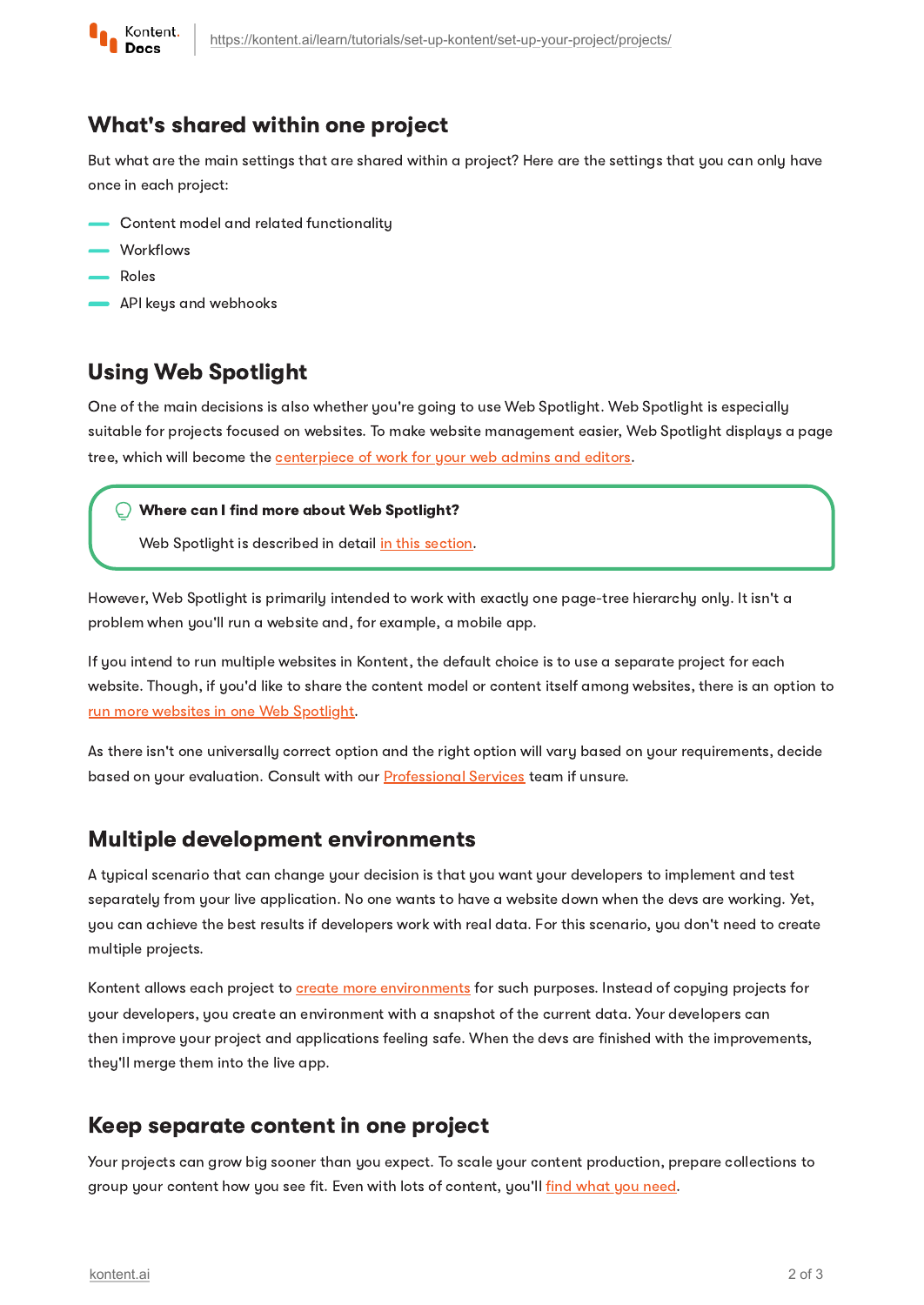## What's shared within one project

But what are the main settings that are shared within a project? Here are the settings that you can only have once in each project:

- Content model and related functionality
- Workflows
- Roles
- API keys and webhooks

## Using Web Spotlight

One of the main decisions is also whether you're going to use Web Spotlight. Web Spotlight is especially suitable for projects focused on websites. To make website management easier, Web Spotlight displays a page tree, which will become the centerpiece of work for your web admins and editors.

> **Where can I find more about Web Spotlight?**
>
> Web Spotlight is described in detail in this section.

However, Web Spotlight is primarily intended to work with exactly one page-tree hierarchy only. It isn't a problem when you'll run a website and, for example, a mobile app.

If you intend to run multiple websites in Kontent, the default choice is to use a separate project for each website. Though, if you'd like to share the content model or content itself among websites, there is an option to run more websites in one Web Spotlight.

As there isn't one universally correct option and the right option will vary based on your requirements, decide based on your evaluation. Consult with our Professional Services team if unsure.

## Multiple development environments

A typical scenario that can change your decision is that you want your developers to implement and test separately from your live application. No one wants to have a website down when the devs are working. Yet, you can achieve the best results if developers work with real data. For this scenario, you don't need to create multiple projects.

Kontent allows each project to create more environments for such purposes. Instead of copying projects for your developers, you create an environment with a snapshot of the current data. Your developers can then improve your project and applications feeling safe. When the devs are finished with the improvements, they'll merge them into the live app.

## Keep separate content in one project

Your projects can grow big sooner than you expect. To scale your content production, prepare collections to group your content how you see fit. Even with lots of content, you'll find what you need.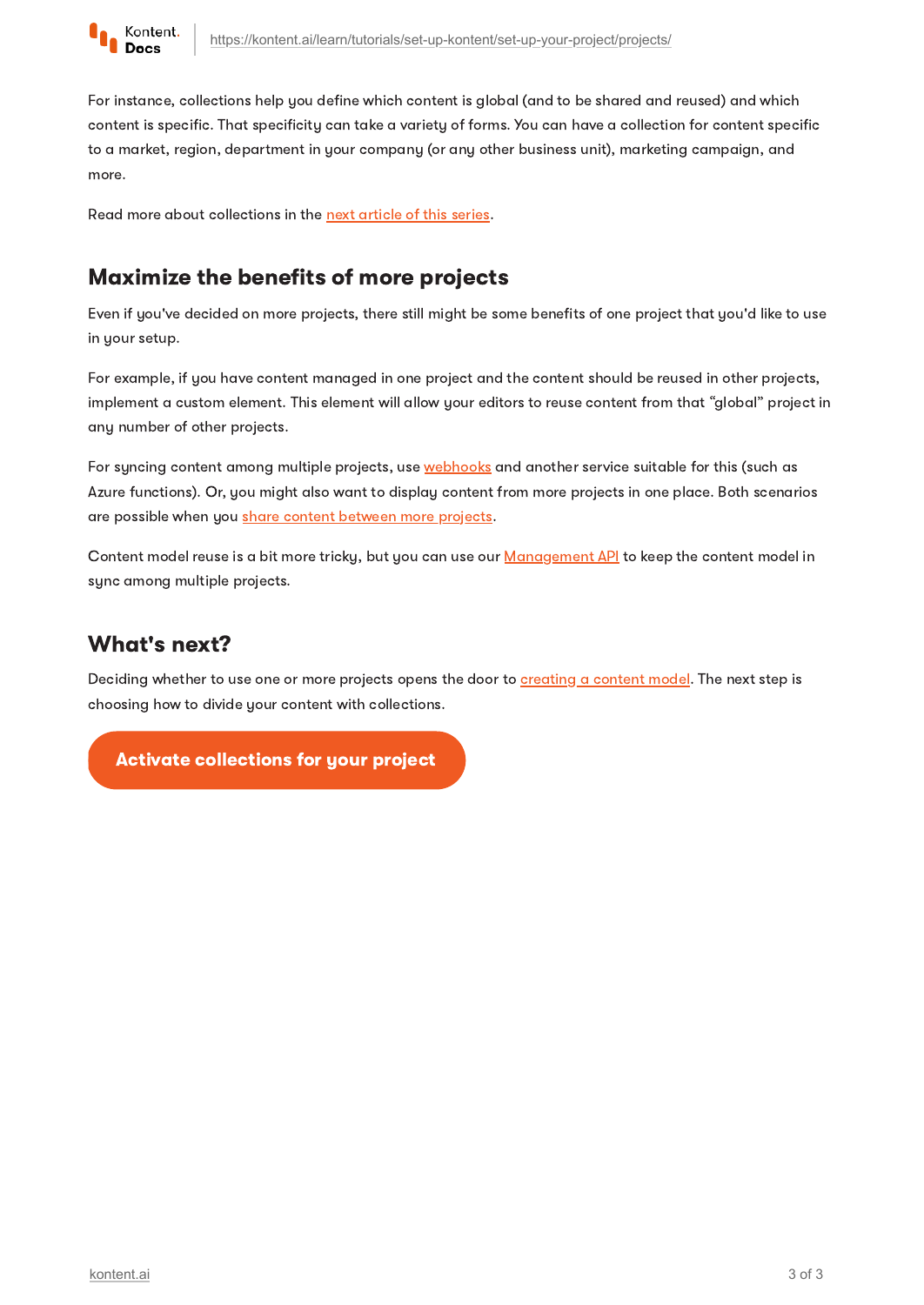For instance, collections help you define which content is global (and to be shared and reused) and which content is specific. That specificity can take a variety of forms. You can have a collection for content specific to a market, region, department in your company (or any other business unit), marketing campaign, and more.

Read more about collections in the next article of this series.

## Maximize the benefits of more projects

Even if you've decided on more projects, there still might be some benefits of one project that you'd like to use in your setup.

For example, if you have content managed in one project and the content should be reused in other projects, implement a custom element. This element will allow your editors to reuse content from that “global” project in any number of other projects.

For syncing content among multiple projects, use webhooks and another service suitable for this (such as Azure functions). Or, you might also want to display content from more projects in one place. Both scenarios are possible when you share content between more projects.

Content model reuse is a bit more tricky, but you can use our Management API to keep the content model in sync among multiple projects.

## What's next?

Deciding whether to use one or more projects opens the door to creating a content model. The next step is choosing how to divide your content with collections.

**Activate collections for your project**